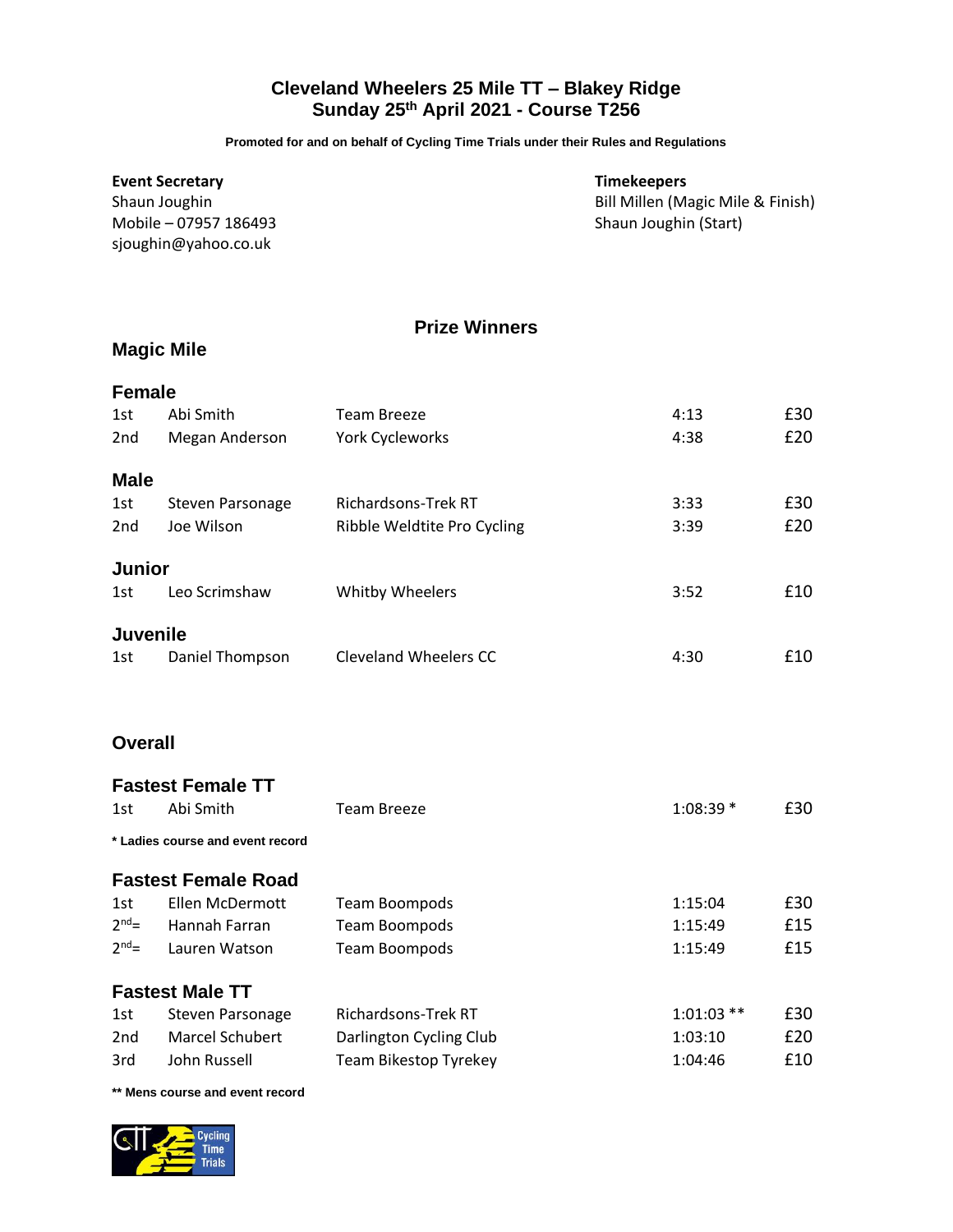# Cleveland Wheelers 25 Mile TT – Blakey Ridge
## Sunday 25th April 2021 - Course T256

**Promoted for and on behalf of Cycling Time Trials under their Rules and Regulations**

**Event Secretary**
Shaun Joughin
Mobile – 07957 186493
sjoughin@yahoo.co.uk

**Timekeepers**
Bill Millen (Magic Mile & Finish)
Shaun Joughin (Start)

## Prize Winners

### Magic Mile

#### Female

| | | | | |
|---|---|---|---|---|
| 1st | Abi Smith | Team Breeze | 4:13 | £30 |
| 2nd | Megan Anderson | York Cycleworks | 4:38 | £20 |

#### Male

| | | | | |
|---|---|---|---|---|
| 1st | Steven Parsonage | Richardsons-Trek RT | 3:33 | £30 |
| 2nd | Joe Wilson | Ribble Weldtite Pro Cycling | 3:39 | £20 |

#### Junior

| | | | | |
|---|---|---|---|---|
| 1st | Leo Scrimshaw | Whitby Wheelers | 3:52 | £10 |

#### Juvenile

| | | | | |
|---|---|---|---|---|
| 1st | Daniel Thompson | Cleveland Wheelers CC | 4:30 | £10 |

### Overall

#### Fastest Female TT

| | | | | |
|---|---|---|---|---|
| 1st | Abi Smith | Team Breeze | 1:08:39 * | £30 |

**\* Ladies course and event record**

#### Fastest Female Road

| | | | | |
|---|---|---|---|---|
| 1st | Ellen McDermott | Team Boompods | 1:15:04 | £30 |
| 2nd= | Hannah Farran | Team Boompods | 1:15:49 | £15 |
| 2nd= | Lauren Watson | Team Boompods | 1:15:49 | £15 |

#### Fastest Male TT

| | | | | |
|---|---|---|---|---|
| 1st | Steven Parsonage | Richardsons-Trek RT | 1:01:03 ** | £30 |
| 2nd | Marcel Schubert | Darlington Cycling Club | 1:03:10 | £20 |
| 3rd | John Russell | Team Bikestop Tyrekey | 1:04:46 | £10 |

**** Mens course and event record**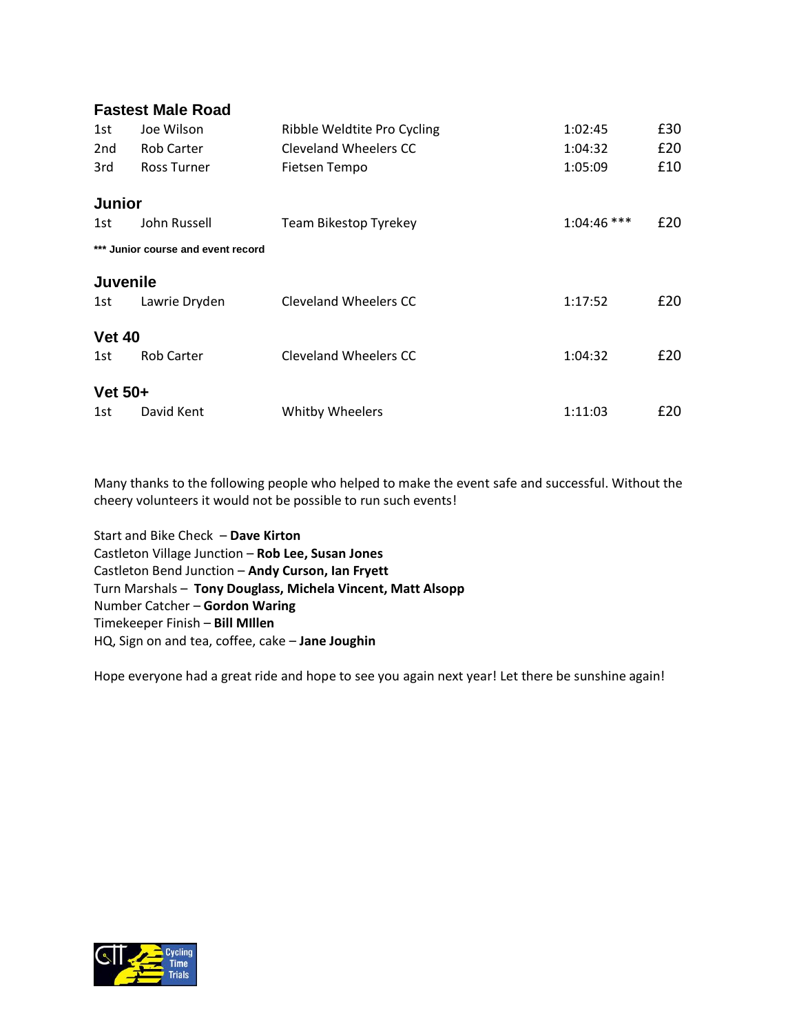### Fastest Male Road

| | | | | |
|---|---|---|---|---|
| 1st | Joe Wilson | Ribble Weldtite Pro Cycling | 1:02:45 | £30 |
| 2nd | Rob Carter | Cleveland Wheelers CC | 1:04:32 | £20 |
| 3rd | Ross Turner | Fietsen Tempo | 1:05:09 | £10 |

### Junior

| | | | | |
|---|---|---|---|---|
| 1st | John Russell | Team Bikestop Tyrekey | 1:04:46 *** | £20 |

**\*\*\* Junior course and event record**

### Juvenile

| | | | | |
|---|---|---|---|---|
| 1st | Lawrie Dryden | Cleveland Wheelers CC | 1:17:52 | £20 |

### Vet 40

| | | | | |
|---|---|---|---|---|
| 1st | Rob Carter | Cleveland Wheelers CC | 1:04:32 | £20 |

### Vet 50+

| | | | | |
|---|---|---|---|---|
| 1st | David Kent | Whitby Wheelers | 1:11:03 | £20 |

Many thanks to the following people who helped to make the event safe and successful. Without the cheery volunteers it would not be possible to run such events!

Start and Bike Check – **Dave Kirton**
Castleton Village Junction – **Rob Lee, Susan Jones**
Castleton Bend Junction – **Andy Curson, Ian Fryett**
Turn Marshals – **Tony Douglass, Michela Vincent, Matt Alsopp**
Number Catcher – **Gordon Waring**
Timekeeper Finish – **Bill MIllen**
HQ, Sign on and tea, coffee, cake – **Jane Joughin**

Hope everyone had a great ride and hope to see you again next year! Let there be sunshine again!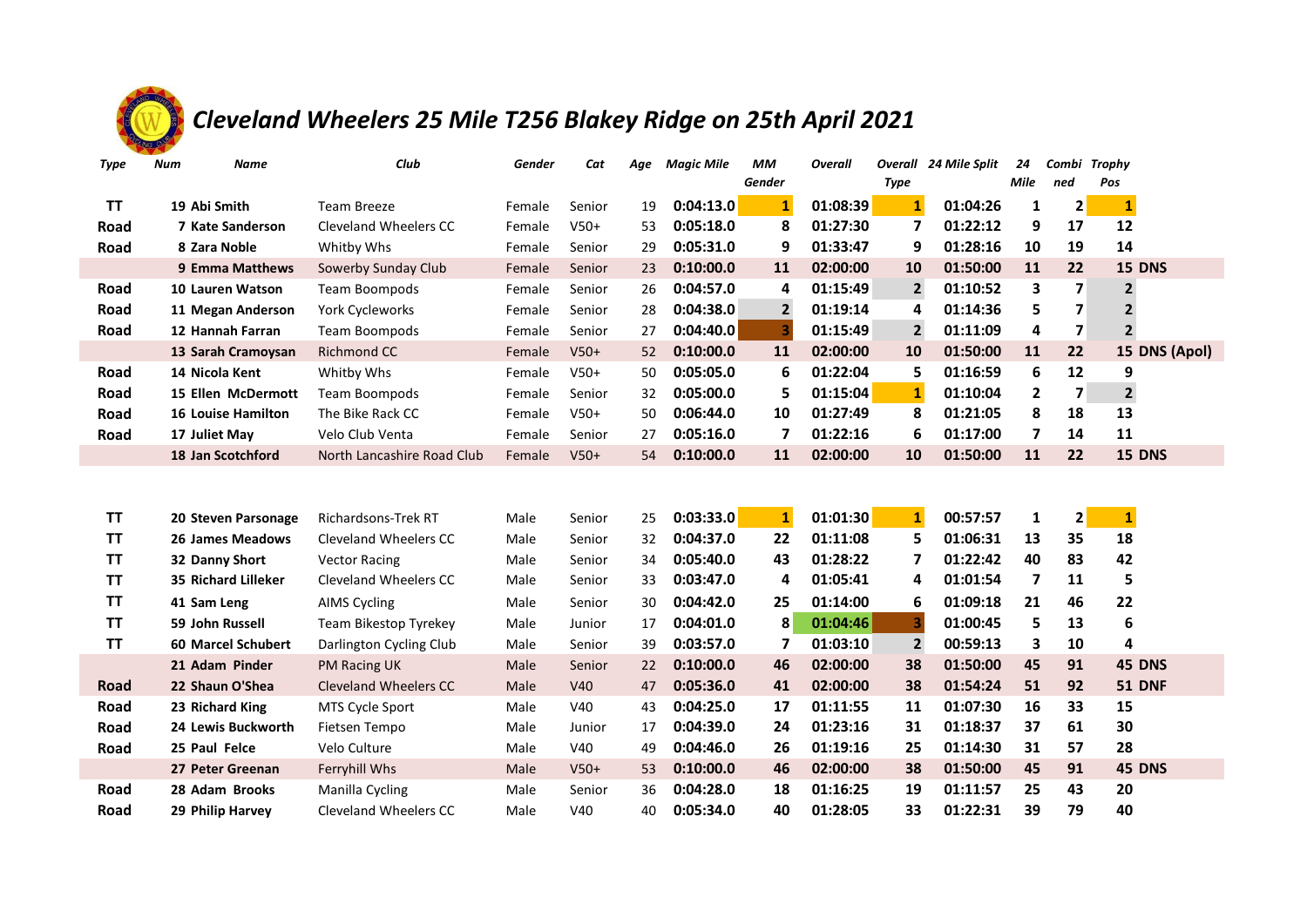# Cleveland Wheelers 25 Mile T256 Blakey Ridge on 25th April 2021

| Type | Num | Name | Club | Gender | Cat | Age | Magic Mile | MM Gender | Overall | Overall Type | 24 Mile Split | 24 Mile | Combined | Trophy Pos |
|---|---|---|---|---|---|---|---|---|---|---|---|---|---|---|
| TT | 19 | Abi Smith | Team Breeze | Female | Senior | 19 | 0:04:13.0 | 1 | 01:08:39 | 1 | 01:04:26 | 1 | 2 | 1 |
| Road | 7 | Kate Sanderson | Cleveland Wheelers CC | Female | V50+ | 53 | 0:05:18.0 | 8 | 01:27:30 | 7 | 01:22:12 | 9 | 17 | 12 |
| Road | 8 | Zara Noble | Whitby Whs | Female | Senior | 29 | 0:05:31.0 | 9 | 01:33:47 | 9 | 01:28:16 | 10 | 19 | 14 |
| | 9 | Emma Matthews | Sowerby Sunday Club | Female | Senior | 23 | 0:10:00.0 | 11 | 02:00:00 | 10 | 01:50:00 | 11 | 22 | 15 DNS |
| Road | 10 | Lauren Watson | Team Boompods | Female | Senior | 26 | 0:04:57.0 | 4 | 01:15:49 | 2 | 01:10:52 | 3 | 7 | 2 |
| Road | 11 | Megan Anderson | York Cycleworks | Female | Senior | 28 | 0:04:38.0 | 2 | 01:19:14 | 4 | 01:14:36 | 5 | 7 | 2 |
| Road | 12 | Hannah Farran | Team Boompods | Female | Senior | 27 | 0:04:40.0 | 3 | 01:15:49 | 2 | 01:11:09 | 4 | 7 | 2 |
| | 13 | Sarah Cramoysan | Richmond CC | Female | V50+ | 52 | 0:10:00.0 | 11 | 02:00:00 | 10 | 01:50:00 | 11 | 22 | 15 DNS (Apol) |
| Road | 14 | Nicola Kent | Whitby Whs | Female | V50+ | 50 | 0:05:05.0 | 6 | 01:22:04 | 5 | 01:16:59 | 6 | 12 | 9 |
| Road | 15 | Ellen McDermott | Team Boompods | Female | Senior | 32 | 0:05:00.0 | 5 | 01:15:04 | 1 | 01:10:04 | 2 | 7 | 2 |
| Road | 16 | Louise Hamilton | The Bike Rack CC | Female | V50+ | 50 | 0:06:44.0 | 10 | 01:27:49 | 8 | 01:21:05 | 8 | 18 | 13 |
| Road | 17 | Juliet May | Velo Club Venta | Female | Senior | 27 | 0:05:16.0 | 7 | 01:22:16 | 6 | 01:17:00 | 7 | 14 | 11 |
| | 18 | Jan Scotchford | North Lancashire Road Club | Female | V50+ | 54 | 0:10:00.0 | 11 | 02:00:00 | 10 | 01:50:00 | 11 | 22 | 15 DNS |
| TT | 20 | Steven Parsonage | Richardsons-Trek RT | Male | Senior | 25 | 0:03:33.0 | 1 | 01:01:30 | 1 | 00:57:57 | 1 | 2 | 1 |
| TT | 26 | James Meadows | Cleveland Wheelers CC | Male | Senior | 32 | 0:04:37.0 | 22 | 01:11:08 | 5 | 01:06:31 | 13 | 35 | 18 |
| TT | 32 | Danny Short | Vector Racing | Male | Senior | 34 | 0:05:40.0 | 43 | 01:28:22 | 7 | 01:22:42 | 40 | 83 | 42 |
| TT | 35 | Richard Lilleker | Cleveland Wheelers CC | Male | Senior | 33 | 0:03:47.0 | 4 | 01:05:41 | 4 | 01:01:54 | 7 | 11 | 5 |
| TT | 41 | Sam Leng | AIMS Cycling | Male | Senior | 30 | 0:04:42.0 | 25 | 01:14:00 | 6 | 01:09:18 | 21 | 46 | 22 |
| TT | 59 | John Russell | Team Bikestop Tyrekey | Male | Junior | 17 | 0:04:01.0 | 8 | 01:04:46 | 3 | 01:00:45 | 5 | 13 | 6 |
| TT | 60 | Marcel Schubert | Darlington Cycling Club | Male | Senior | 39 | 0:03:57.0 | 7 | 01:03:10 | 2 | 00:59:13 | 3 | 10 | 4 |
| | 21 | Adam Pinder | PM Racing UK | Male | Senior | 22 | 0:10:00.0 | 46 | 02:00:00 | 38 | 01:50:00 | 45 | 91 | 45 DNS |
| Road | 22 | Shaun O'Shea | Cleveland Wheelers CC | Male | V40 | 47 | 0:05:36.0 | 41 | 02:00:00 | 38 | 01:54:24 | 51 | 92 | 51 DNF |
| Road | 23 | Richard King | MTS Cycle Sport | Male | V40 | 43 | 0:04:25.0 | 17 | 01:11:55 | 11 | 01:07:30 | 16 | 33 | 15 |
| Road | 24 | Lewis Buckworth | Fietsen Tempo | Male | Junior | 17 | 0:04:39.0 | 24 | 01:23:16 | 31 | 01:18:37 | 37 | 61 | 30 |
| Road | 25 | Paul Felce | Velo Culture | Male | V40 | 49 | 0:04:46.0 | 26 | 01:19:16 | 25 | 01:14:30 | 31 | 57 | 28 |
| | 27 | Peter Greenan | Ferryhill Whs | Male | V50+ | 53 | 0:10:00.0 | 46 | 02:00:00 | 38 | 01:50:00 | 45 | 91 | 45 DNS |
| Road | 28 | Adam Brooks | Manilla Cycling | Male | Senior | 36 | 0:04:28.0 | 18 | 01:16:25 | 19 | 01:11:57 | 25 | 43 | 20 |
| Road | 29 | Philip Harvey | Cleveland Wheelers CC | Male | V40 | 40 | 0:05:34.0 | 40 | 01:28:05 | 33 | 01:22:31 | 39 | 79 | 40 |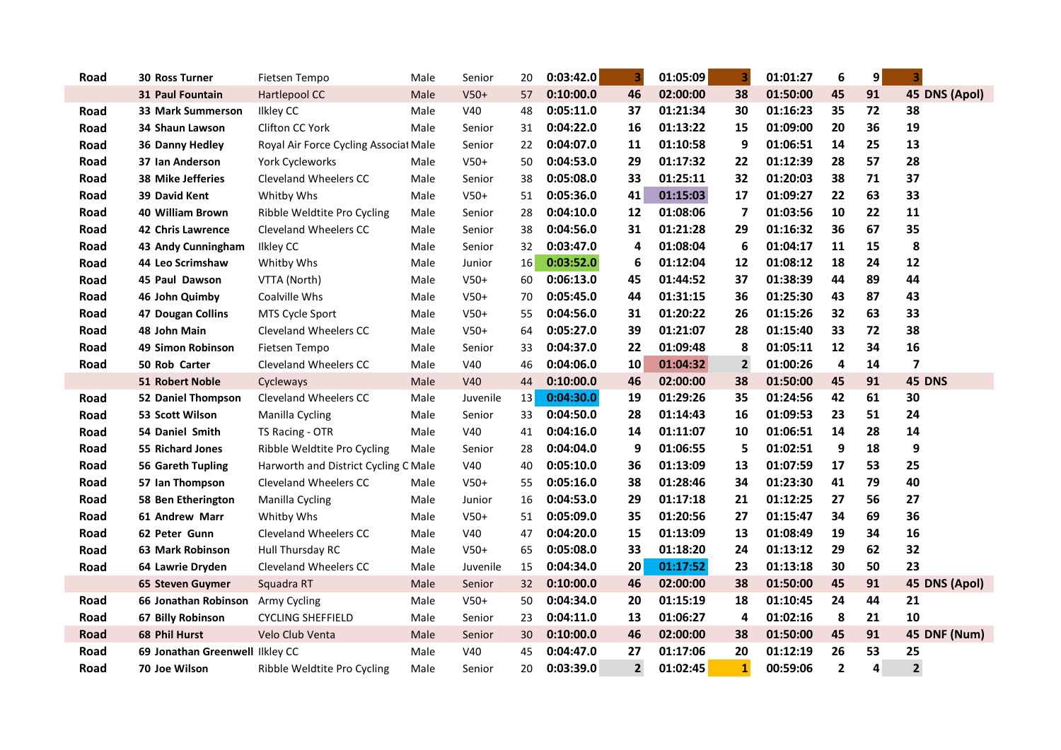| | | | | | | | | | | | | | | |
|---|---|---|---|---|---|---|---|---|---|---|---|---|---|---|
| **Road** | **30 Ross Turner** | Fietsen Tempo | Male | Senior | 20 | **0:03:42.0** | **3** | **01:05:09** | **3** | **01:01:27** | **6** | **9** | **3** | |
| | **31 Paul Fountain** | Hartlepool CC | Male | V50+ | 57 | **0:10:00.0** | **46** | **02:00:00** | **38** | **01:50:00** | **45** | **91** | **45** | **DNS (Apol)** |
| **Road** | **33 Mark Summerson** | Ilkley CC | Male | V40 | 48 | **0:05:11.0** | **37** | **01:21:34** | **30** | **01:16:23** | **35** | **72** | **38** | |
| **Road** | **34 Shaun Lawson** | Clifton CC York | Male | Senior | 31 | **0:04:22.0** | **16** | **01:13:22** | **15** | **01:09:00** | **20** | **36** | **19** | |
| **Road** | **36 Danny Hedley** | Royal Air Force Cycling Associat | Male | Senior | 22 | **0:04:07.0** | **11** | **01:10:58** | **9** | **01:06:51** | **14** | **25** | **13** | |
| **Road** | **37 Ian Anderson** | York Cycleworks | Male | V50+ | 50 | **0:04:53.0** | **29** | **01:17:32** | **22** | **01:12:39** | **28** | **57** | **28** | |
| **Road** | **38 Mike Jefferies** | Cleveland Wheelers CC | Male | Senior | 38 | **0:05:08.0** | **33** | **01:25:11** | **32** | **01:20:03** | **38** | **71** | **37** | |
| **Road** | **39 David Kent** | Whitby Whs | Male | V50+ | 51 | **0:05:36.0** | **41** | **01:15:03** | **17** | **01:09:27** | **22** | **63** | **33** | |
| **Road** | **40 William Brown** | Ribble Weldtite Pro Cycling | Male | Senior | 28 | **0:04:10.0** | **12** | **01:08:06** | **7** | **01:03:56** | **10** | **22** | **11** | |
| **Road** | **42 Chris Lawrence** | Cleveland Wheelers CC | Male | Senior | 38 | **0:04:56.0** | **31** | **01:21:28** | **29** | **01:16:32** | **36** | **67** | **35** | |
| **Road** | **43 Andy Cunningham** | Ilkley CC | Male | Senior | 32 | **0:03:47.0** | **4** | **01:08:04** | **6** | **01:04:17** | **11** | **15** | **8** | |
| **Road** | **44 Leo Scrimshaw** | Whitby Whs | Male | Junior | 16 | **0:03:52.0** | **6** | **01:12:04** | **12** | **01:08:12** | **18** | **24** | **12** | |
| **Road** | **45 Paul Dawson** | VTTA (North) | Male | V50+ | 60 | **0:06:13.0** | **45** | **01:44:52** | **37** | **01:38:39** | **44** | **89** | **44** | |
| **Road** | **46 John Quimby** | Coalville Whs | Male | V50+ | 70 | **0:05:45.0** | **44** | **01:31:15** | **36** | **01:25:30** | **43** | **87** | **43** | |
| **Road** | **47 Dougan Collins** | MTS Cycle Sport | Male | V50+ | 55 | **0:04:56.0** | **31** | **01:20:22** | **26** | **01:15:26** | **32** | **63** | **33** | |
| **Road** | **48 John Main** | Cleveland Wheelers CC | Male | V50+ | 64 | **0:05:27.0** | **39** | **01:21:07** | **28** | **01:15:40** | **33** | **72** | **38** | |
| **Road** | **49 Simon Robinson** | Fietsen Tempo | Male | Senior | 33 | **0:04:37.0** | **22** | **01:09:48** | **8** | **01:05:11** | **12** | **34** | **16** | |
| **Road** | **50 Rob Carter** | Cleveland Wheelers CC | Male | V40 | 46 | **0:04:06.0** | **10** | **01:04:32** | **2** | **01:00:26** | **4** | **14** | **7** | |
| | **51 Robert Noble** | Cycleways | Male | V40 | 44 | **0:10:00.0** | **46** | **02:00:00** | **38** | **01:50:00** | **45** | **91** | **45** | **DNS** |
| **Road** | **52 Daniel Thompson** | Cleveland Wheelers CC | Male | Juvenile | 13 | **0:04:30.0** | **19** | **01:29:26** | **35** | **01:24:56** | **42** | **61** | **30** | |
| **Road** | **53 Scott Wilson** | Manilla Cycling | Male | Senior | 33 | **0:04:50.0** | **28** | **01:14:43** | **16** | **01:09:53** | **23** | **51** | **24** | |
| **Road** | **54 Daniel Smith** | TS Racing - OTR | Male | V40 | 41 | **0:04:16.0** | **14** | **01:11:07** | **10** | **01:06:51** | **14** | **28** | **14** | |
| **Road** | **55 Richard Jones** | Ribble Weldtite Pro Cycling | Male | Senior | 28 | **0:04:04.0** | **9** | **01:06:55** | **5** | **01:02:51** | **9** | **18** | **9** | |
| **Road** | **56 Gareth Tupling** | Harworth and District Cycling C | Male | V40 | 40 | **0:05:10.0** | **36** | **01:13:09** | **13** | **01:07:59** | **17** | **53** | **25** | |
| **Road** | **57 Ian Thompson** | Cleveland Wheelers CC | Male | V50+ | 55 | **0:05:16.0** | **38** | **01:28:46** | **34** | **01:23:30** | **41** | **79** | **40** | |
| **Road** | **58 Ben Etherington** | Manilla Cycling | Male | Junior | 16 | **0:04:53.0** | **29** | **01:17:18** | **21** | **01:12:25** | **27** | **56** | **27** | |
| **Road** | **61 Andrew Marr** | Whitby Whs | Male | V50+ | 51 | **0:05:09.0** | **35** | **01:20:56** | **27** | **01:15:47** | **34** | **69** | **36** | |
| **Road** | **62 Peter Gunn** | Cleveland Wheelers CC | Male | V40 | 47 | **0:04:20.0** | **15** | **01:13:09** | **13** | **01:08:49** | **19** | **34** | **16** | |
| **Road** | **63 Mark Robinson** | Hull Thursday RC | Male | V50+ | 65 | **0:05:08.0** | **33** | **01:18:20** | **24** | **01:13:12** | **29** | **62** | **32** | |
| **Road** | **64 Lawrie Dryden** | Cleveland Wheelers CC | Male | Juvenile | 15 | **0:04:34.0** | **20** | **01:17:52** | **23** | **01:13:18** | **30** | **50** | **23** | |
| | **65 Steven Guymer** | Squadra RT | Male | Senior | 32 | **0:10:00.0** | **46** | **02:00:00** | **38** | **01:50:00** | **45** | **91** | **45** | **DNS (Apol)** |
| **Road** | **66 Jonathan Robinson** | Army Cycling | Male | V50+ | 50 | **0:04:34.0** | **20** | **01:15:19** | **18** | **01:10:45** | **24** | **44** | **21** | |
| **Road** | **67 Billy Robinson** | CYCLING SHEFFIELD | Male | Senior | 23 | **0:04:11.0** | **13** | **01:06:27** | **4** | **01:02:16** | **8** | **21** | **10** | |
| **Road** | **68 Phil Hurst** | Velo Club Venta | Male | Senior | 30 | **0:10:00.0** | **46** | **02:00:00** | **38** | **01:50:00** | **45** | **91** | **45** | **DNF (Num)** |
| **Road** | **69 Jonathan Greenwell** | Ilkley CC | Male | V40 | 45 | **0:04:47.0** | **27** | **01:17:06** | **20** | **01:12:19** | **26** | **53** | **25** | |
| **Road** | **70 Joe Wilson** | Ribble Weldtite Pro Cycling | Male | Senior | 20 | **0:03:39.0** | **2** | **01:02:45** | **1** | **00:59:06** | **2** | **4** | **2** | |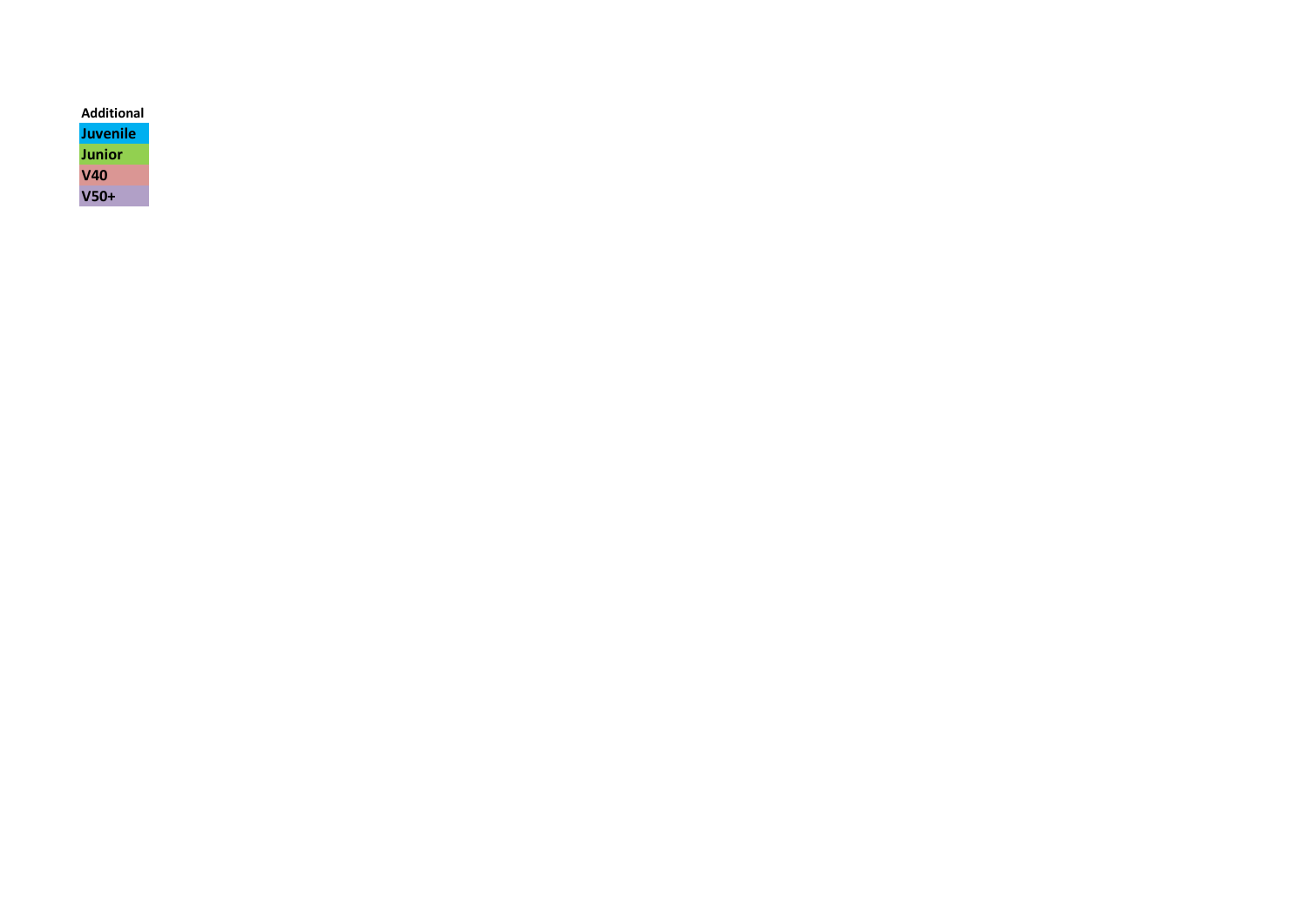| Additional |
| --- |
| Juvenile |
| Junior |
| V40 |
| V50+ |